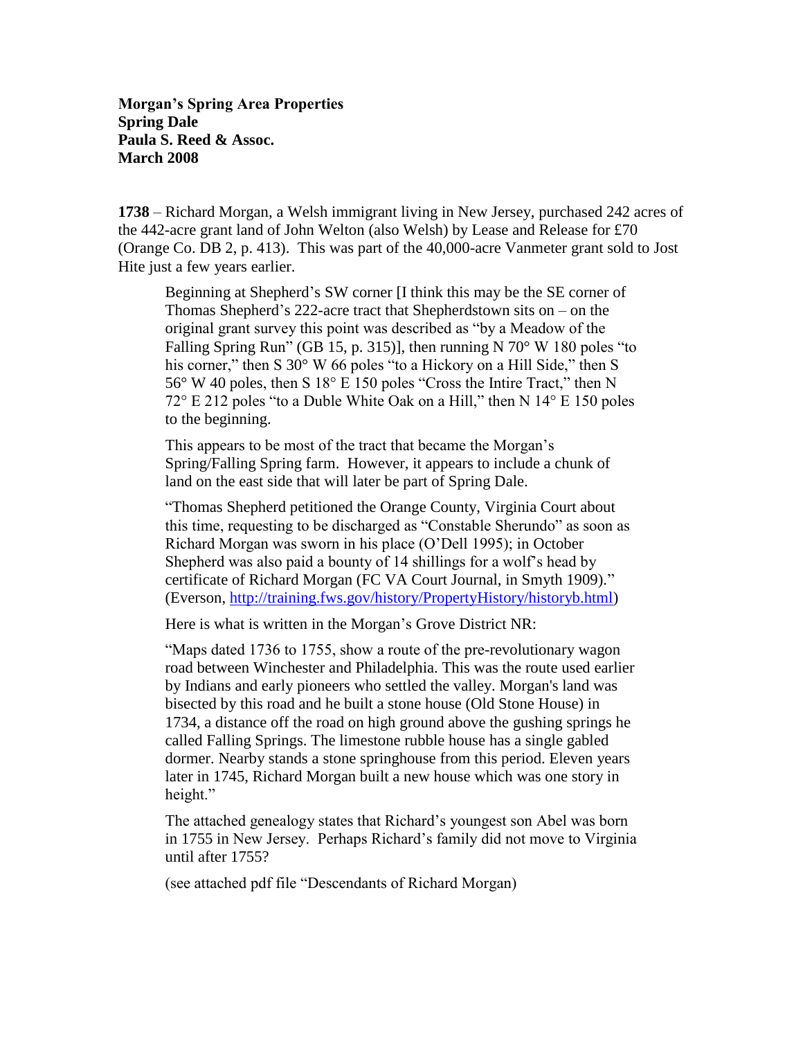**Morgan's Spring Area Properties**
**Spring Dale**
**Paula S. Reed & Assoc.**
**March 2008**

**1738** – Richard Morgan, a Welsh immigrant living in New Jersey, purchased 242 acres of the 442-acre grant land of John Welton (also Welsh) by Lease and Release for £70 (Orange Co. DB 2, p. 413). This was part of the 40,000-acre Vanmeter grant sold to Jost Hite just a few years earlier.

> Beginning at Shepherd's SW corner [I think this may be the SE corner of Thomas Shepherd's 222-acre tract that Shepherdstown sits on – on the original grant survey this point was described as "by a Meadow of the Falling Spring Run" (GB 15, p. 315)], then running N 70° W 180 poles "to his corner," then S 30° W 66 poles "to a Hickory on a Hill Side," then S 56° W 40 poles, then S 18° E 150 poles "Cross the Intire Tract," then N 72° E 212 poles "to a Duble White Oak on a Hill," then N 14° E 150 poles to the beginning.
>
> This appears to be most of the tract that became the Morgan's Spring/Falling Spring farm. However, it appears to include a chunk of land on the east side that will later be part of Spring Dale.
>
> "Thomas Shepherd petitioned the Orange County, Virginia Court about this time, requesting to be discharged as "Constable Sherundo" as soon as Richard Morgan was sworn in his place (O'Dell 1995); in October Shepherd was also paid a bounty of 14 shillings for a wolf's head by certificate of Richard Morgan (FC VA Court Journal, in Smyth 1909)." (Everson, http://training.fws.gov/history/PropertyHistory/historyb.html)
>
> Here is what is written in the Morgan's Grove District NR:
>
> "Maps dated 1736 to 1755, show a route of the pre-revolutionary wagon road between Winchester and Philadelphia. This was the route used earlier by Indians and early pioneers who settled the valley. Morgan's land was bisected by this road and he built a stone house (Old Stone House) in 1734, a distance off the road on high ground above the gushing springs he called Falling Springs. The limestone rubble house has a single gabled dormer. Nearby stands a stone springhouse from this period. Eleven years later in 1745, Richard Morgan built a new house which was one story in height."
>
> The attached genealogy states that Richard's youngest son Abel was born in 1755 in New Jersey. Perhaps Richard's family did not move to Virginia until after 1755?
>
> (see attached pdf file "Descendants of Richard Morgan)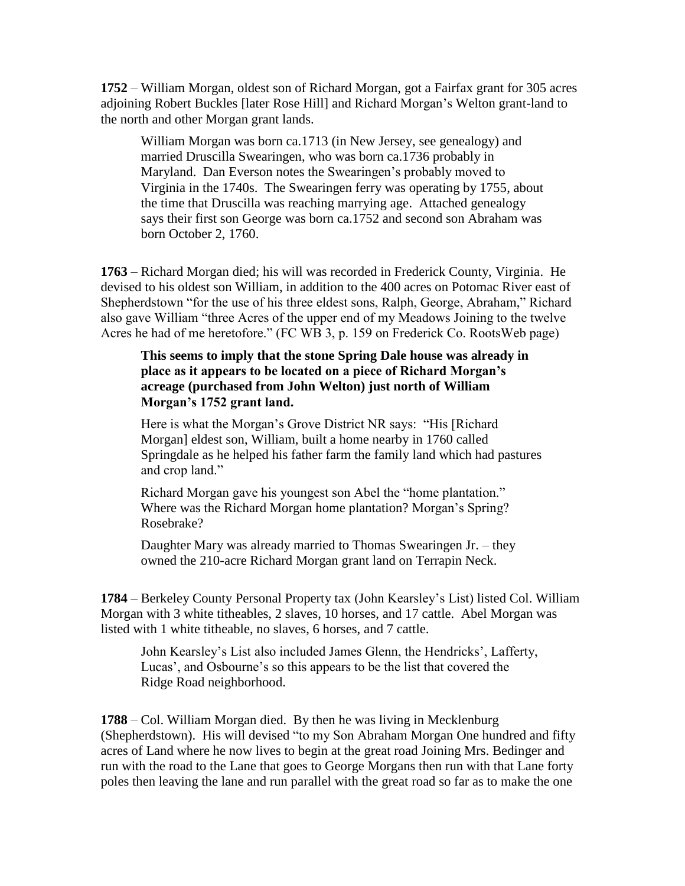**1752** – William Morgan, oldest son of Richard Morgan, got a Fairfax grant for 305 acres adjoining Robert Buckles [later Rose Hill] and Richard Morgan's Welton grant-land to the north and other Morgan grant lands.

> William Morgan was born ca.1713 (in New Jersey, see genealogy) and married Druscilla Swearingen, who was born ca.1736 probably in Maryland. Dan Everson notes the Swearingen's probably moved to Virginia in the 1740s. The Swearingen ferry was operating by 1755, about the time that Druscilla was reaching marrying age. Attached genealogy says their first son George was born ca.1752 and second son Abraham was born October 2, 1760.

**1763** – Richard Morgan died; his will was recorded in Frederick County, Virginia. He devised to his oldest son William, in addition to the 400 acres on Potomac River east of Shepherdstown "for the use of his three eldest sons, Ralph, George, Abraham," Richard also gave William "three Acres of the upper end of my Meadows Joining to the twelve Acres he had of me heretofore." (FC WB 3, p. 159 on Frederick Co. RootsWeb page)

> **This seems to imply that the stone Spring Dale house was already in place as it appears to be located on a piece of Richard Morgan's acreage (purchased from John Welton) just north of William Morgan's 1752 grant land.**
>
> Here is what the Morgan's Grove District NR says: "His [Richard Morgan] eldest son, William, built a home nearby in 1760 called Springdale as he helped his father farm the family land which had pastures and crop land."
>
> Richard Morgan gave his youngest son Abel the "home plantation." Where was the Richard Morgan home plantation? Morgan's Spring? Rosebrake?
>
> Daughter Mary was already married to Thomas Swearingen Jr. – they owned the 210-acre Richard Morgan grant land on Terrapin Neck.

**1784** – Berkeley County Personal Property tax (John Kearsley's List) listed Col. William Morgan with 3 white titheables, 2 slaves, 10 horses, and 17 cattle. Abel Morgan was listed with 1 white titheable, no slaves, 6 horses, and 7 cattle.

> John Kearsley's List also included James Glenn, the Hendricks', Lafferty, Lucas', and Osbourne's so this appears to be the list that covered the Ridge Road neighborhood.

**1788** – Col. William Morgan died. By then he was living in Mecklenburg (Shepherdstown). His will devised "to my Son Abraham Morgan One hundred and fifty acres of Land where he now lives to begin at the great road Joining Mrs. Bedinger and run with the road to the Lane that goes to George Morgans then run with that Lane forty poles then leaving the lane and run parallel with the great road so far as to make the one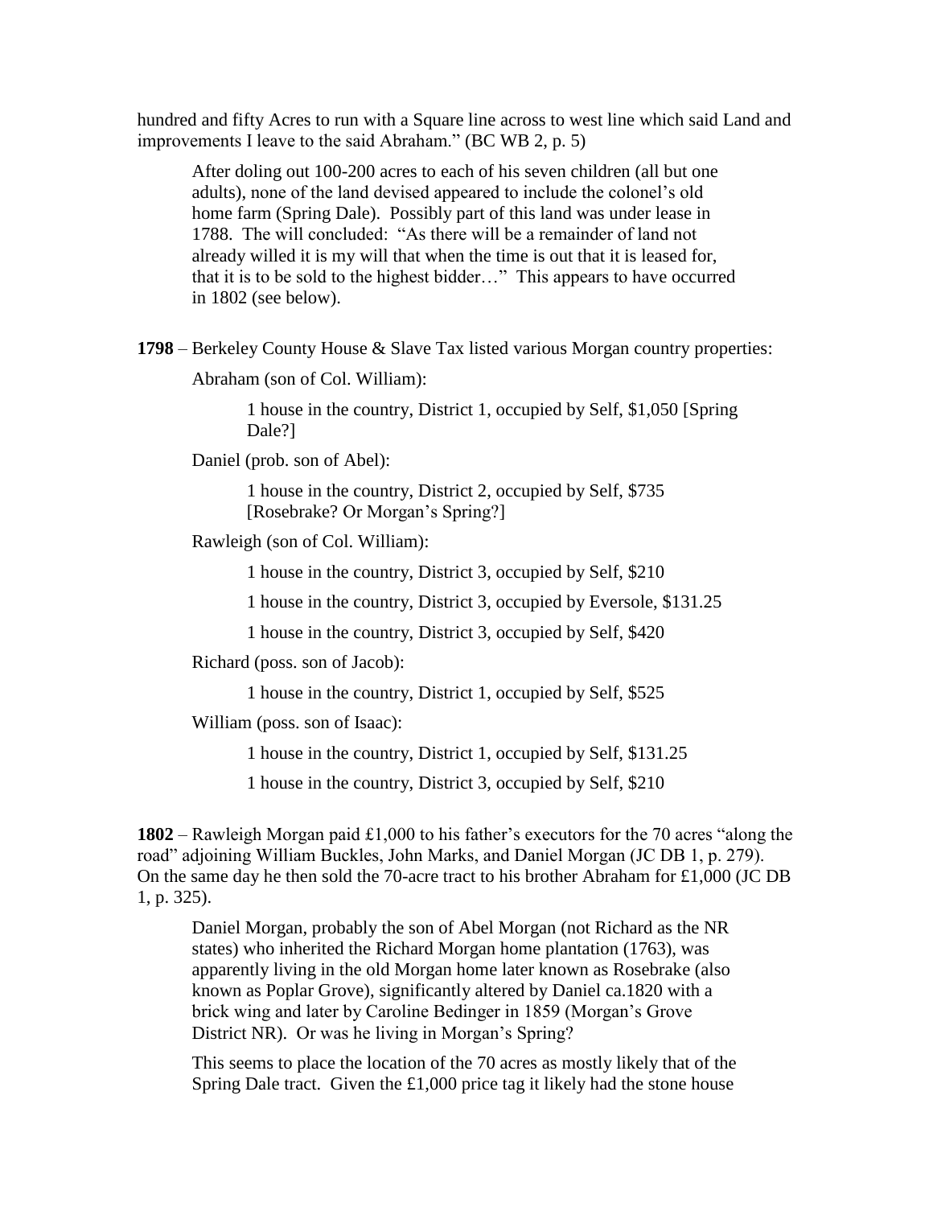hundred and fifty Acres to run with a Square line across to west line which said Land and improvements I leave to the said Abraham." (BC WB 2, p. 5)

> After doling out 100-200 acres to each of his seven children (all but one adults), none of the land devised appeared to include the colonel's old home farm (Spring Dale). Possibly part of this land was under lease in 1788. The will concluded: "As there will be a remainder of land not already willed it is my will that when the time is out that it is leased for, that it is to be sold to the highest bidder…" This appears to have occurred in 1802 (see below).

**1798** – Berkeley County House & Slave Tax listed various Morgan country properties:

Abraham (son of Col. William):

- 1 house in the country, District 1, occupied by Self, $1,050 [Spring Dale?]

Daniel (prob. son of Abel):

- 1 house in the country, District 2, occupied by Self, $735 [Rosebrake? Or Morgan's Spring?]

Rawleigh (son of Col. William):

- 1 house in the country, District 3, occupied by Self, $210
- 1 house in the country, District 3, occupied by Eversole, $131.25
- 1 house in the country, District 3, occupied by Self, $420

Richard (poss. son of Jacob):

- 1 house in the country, District 1, occupied by Self, $525

William (poss. son of Isaac):

- 1 house in the country, District 1, occupied by Self, $131.25
- 1 house in the country, District 3, occupied by Self, $210

**1802** – Rawleigh Morgan paid £1,000 to his father's executors for the 70 acres "along the road" adjoining William Buckles, John Marks, and Daniel Morgan (JC DB 1, p. 279). On the same day he then sold the 70-acre tract to his brother Abraham for £1,000 (JC DB 1, p. 325).

> Daniel Morgan, probably the son of Abel Morgan (not Richard as the NR states) who inherited the Richard Morgan home plantation (1763), was apparently living in the old Morgan home later known as Rosebrake (also known as Poplar Grove), significantly altered by Daniel ca.1820 with a brick wing and later by Caroline Bedinger in 1859 (Morgan's Grove District NR). Or was he living in Morgan's Spring?
>
> This seems to place the location of the 70 acres as mostly likely that of the Spring Dale tract. Given the £1,000 price tag it likely had the stone house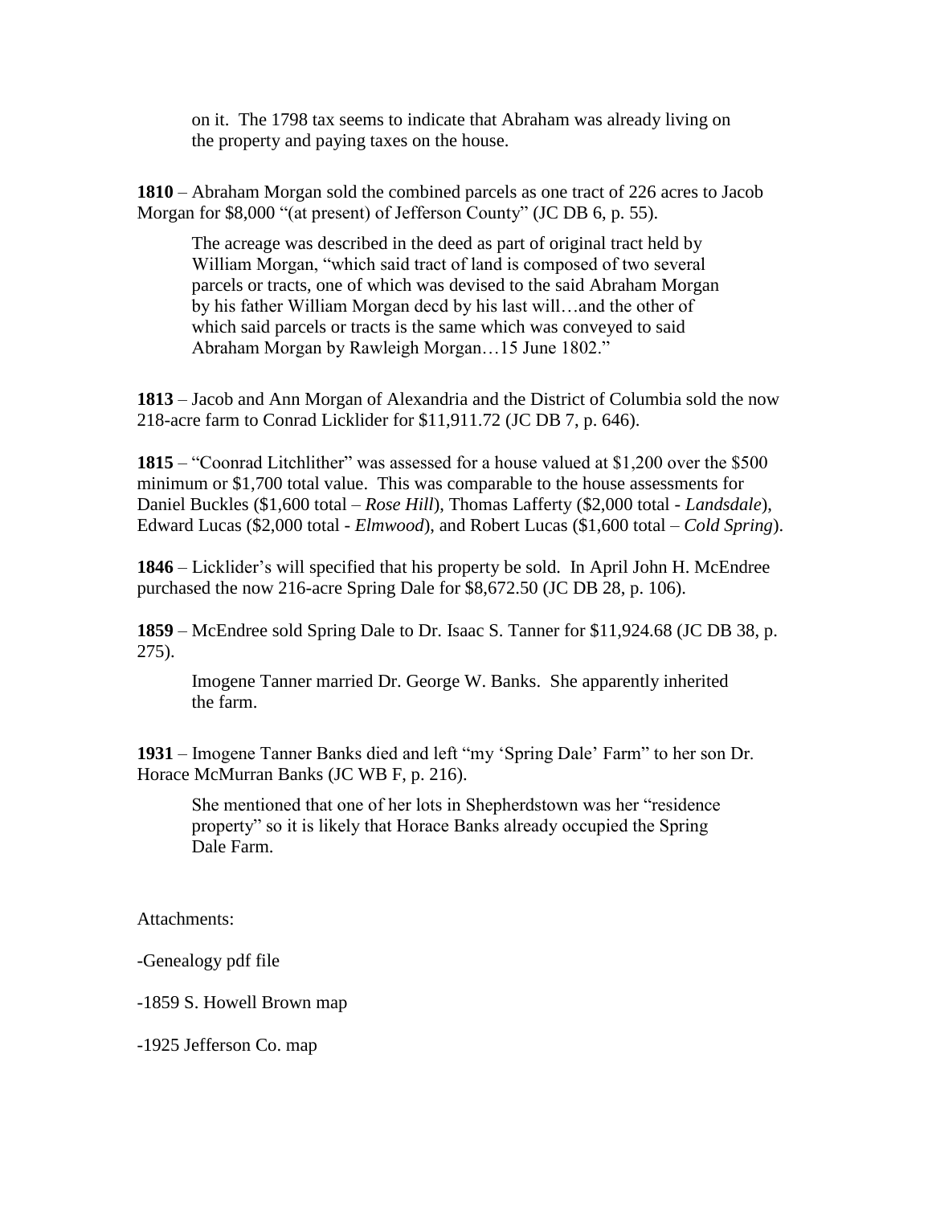on it. The 1798 tax seems to indicate that Abraham was already living on the property and paying taxes on the house.

**1810** – Abraham Morgan sold the combined parcels as one tract of 226 acres to Jacob Morgan for $8,000 "(at present) of Jefferson County" (JC DB 6, p. 55).

> The acreage was described in the deed as part of original tract held by William Morgan, "which said tract of land is composed of two several parcels or tracts, one of which was devised to the said Abraham Morgan by his father William Morgan decd by his last will…and the other of which said parcels or tracts is the same which was conveyed to said Abraham Morgan by Rawleigh Morgan…15 June 1802."

**1813** – Jacob and Ann Morgan of Alexandria and the District of Columbia sold the now 218-acre farm to Conrad Licklider for $11,911.72 (JC DB 7, p. 646).

**1815** – "Coonrad Litchlither" was assessed for a house valued at $1,200 over the $500 minimum or $1,700 total value. This was comparable to the house assessments for Daniel Buckles ($1,600 total – *Rose Hill*), Thomas Lafferty ($2,000 total - *Landsdale*), Edward Lucas ($2,000 total - *Elmwood*), and Robert Lucas ($1,600 total – *Cold Spring*).

**1846** – Licklider's will specified that his property be sold. In April John H. McEndree purchased the now 216-acre Spring Dale for $8,672.50 (JC DB 28, p. 106).

**1859** – McEndree sold Spring Dale to Dr. Isaac S. Tanner for $11,924.68 (JC DB 38, p. 275).

> Imogene Tanner married Dr. George W. Banks. She apparently inherited the farm.

**1931** – Imogene Tanner Banks died and left "my 'Spring Dale' Farm" to her son Dr. Horace McMurran Banks (JC WB F, p. 216).

> She mentioned that one of her lots in Shepherdstown was her "residence property" so it is likely that Horace Banks already occupied the Spring Dale Farm.

Attachments:

-Genealogy pdf file

-1859 S. Howell Brown map

-1925 Jefferson Co. map